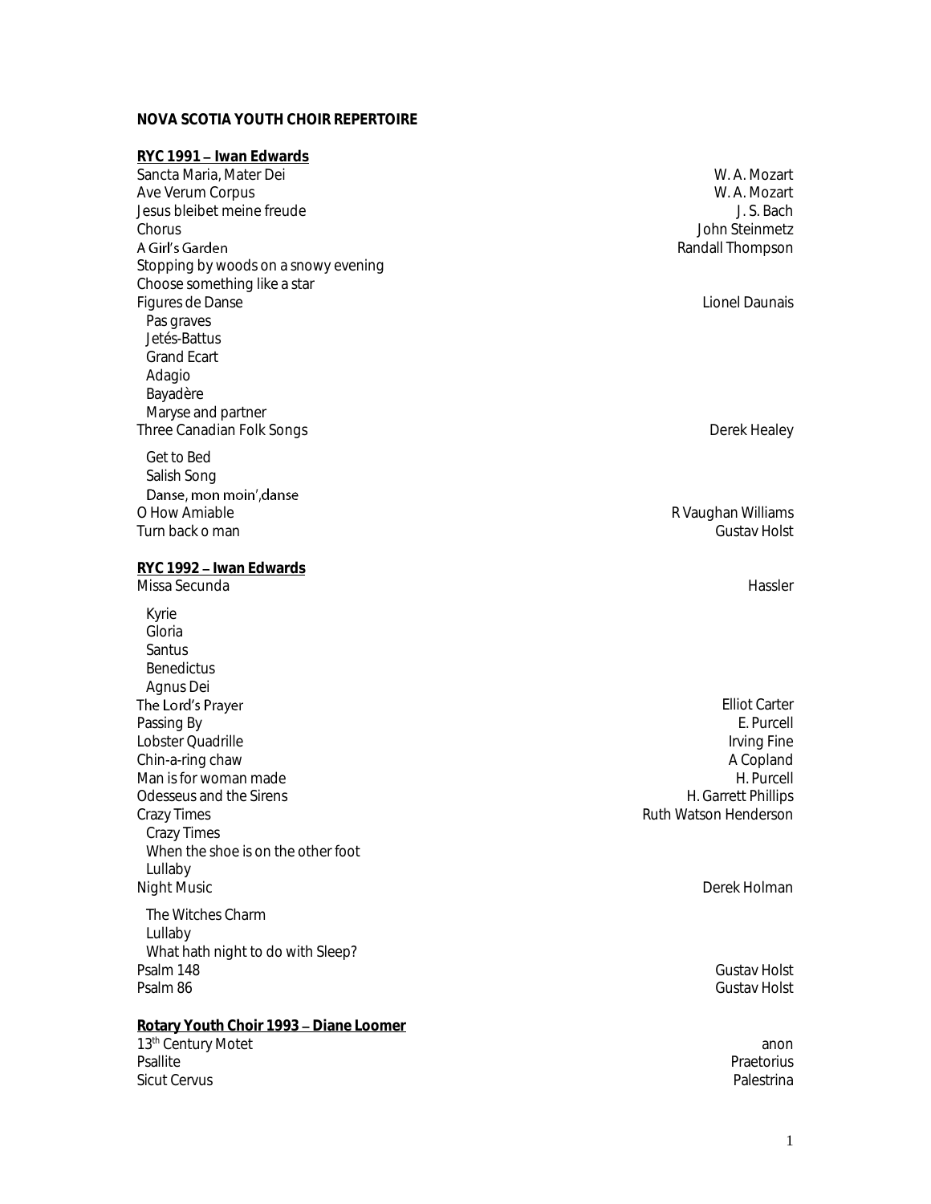**NOVA SCOTIA YOUTH CHOIR REPERTOIRE**

**RYC 1991 – Iwan Edwards**

| | |
|---|---|
| Sancta Maria, Mater Dei | W. A. Mozart |
| Ave Verum Corpus | W. A. Mozart |
| Jesus bleibet meine freude | J. S. Bach |
| Chorus | John Steinmetz |
| A Girl's Garden | Randall Thompson |
| Stopping by woods on a snowy evening | |
| Choose something like a star | |
| Figures de Danse | Lionel Daunais |
| Pas graves | |
| Jetés-Battus | |
| Grand Ecart | |
| Adagio | |
| Bayadère | |
| Maryse and partner | |
| Three Canadian Folk Songs | Derek Healey |
| Get to Bed | |
| Salish Song | |
| Danse, mon moin',danse | |
| O How Amiable | R Vaughan Williams |
| Turn back o man | Gustav Holst |

**RYC 1992 – Iwan Edwards**

| | |
|---|---|
| Missa Secunda | Hassler |
| Kyrie | |
| Gloria | |
| Santus | |
| Benedictus | |
| Agnus Dei | |
| The Lord's Prayer | Elliot Carter |
| Passing By | E. Purcell |
| Lobster Quadrille | Irving Fine |
| Chin-a-ring chaw | A Copland |
| Man is for woman made | H. Purcell |
| Odesseus and the Sirens | H. Garrett Phillips |
| Crazy Times | Ruth Watson Henderson |
| Crazy Times | |
| When the shoe is on the other foot | |
| Lullaby | |
| Night Music | Derek Holman |
| The Witches Charm | |
| Lullaby | |
| What hath night to do with Sleep? | |
| Psalm 148 | Gustav Holst |
| Psalm 86 | Gustav Holst |

**Rotary Youth Choir 1993 – Diane Loomer**

| | |
|---|---|
| 13th Century Motet | anon |
| Psallite | Praetorius |
| Sicut Cervus | Palestrina |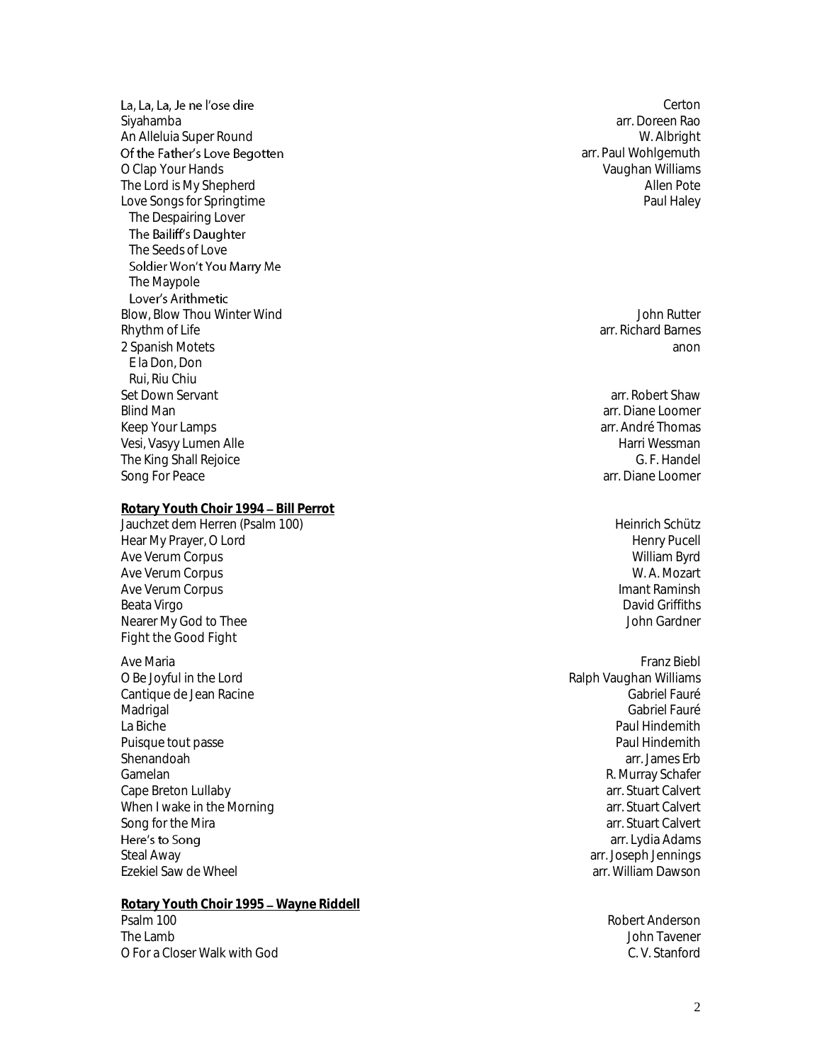| | |
|---|---|
| La, La, La, Je ne l'ose dire | Certon |
| Siyahamba | arr. Doreen Rao |
| An Alleluia Super Round | W. Albright |
| Of the Father's Love Begotten | arr. Paul Wohlgemuth |
| O Clap Your Hands | Vaughan Williams |
| The Lord is My Shepherd | Allen Pote |
| Love Songs for Springtime | Paul Haley |
| The Despairing Lover | |
| The Bailiff's Daughter | |
| The Seeds of Love | |
| Soldier Won't You Marry Me | |
| The Maypole | |
| Lover's Arithmetic | |
| Blow, Blow Thou Winter Wind | John Rutter |
| Rhythm of Life | arr. Richard Barnes |
| 2 Spanish Motets | anon |
| E la Don, Don | |
| Rui, Riu Chiu | |
| Set Down Servant | arr. Robert Shaw |
| Blind Man | arr. Diane Loomer |
| Keep Your Lamps | arr. André Thomas |
| Vesi, Vasyy Lumen Alle | Harri Wessman |
| The King Shall Rejoice | G. F. Handel |
| Song For Peace | arr. Diane Loomer |

**Rotary Youth Choir 1994 – Bill Perrot**

| | |
|---|---|
| Jauchzet dem Herren (Psalm 100) | Heinrich Schütz |
| Hear My Prayer, O Lord | Henry Pucell |
| Ave Verum Corpus | William Byrd |
| Ave Verum Corpus | W. A. Mozart |
| Ave Verum Corpus | Imant Raminsh |
| Beata Virgo | David Griffiths |
| Nearer My God to Thee | John Gardner |
| Fight the Good Fight | |
| Ave Maria | Franz Biebl |
| O Be Joyful in the Lord | Ralph Vaughan Williams |
| Cantique de Jean Racine | Gabriel Fauré |
| Madrigal | Gabriel Fauré |
| La Biche | Paul Hindemith |
| Puisque tout passe | Paul Hindemith |
| Shenandoah | arr. James Erb |
| Gamelan | R. Murray Schafer |
| Cape Breton Lullaby | arr. Stuart Calvert |
| When I wake in the Morning | arr. Stuart Calvert |
| Song for the Mira | arr. Stuart Calvert |
| Here's to Song | arr. Lydia Adams |
| Steal Away | arr. Joseph Jennings |
| Ezekiel Saw de Wheel | arr. William Dawson |

**Rotary Youth Choir 1995 – Wayne Riddell**

| | |
|---|---|
| Psalm 100 | Robert Anderson |
| The Lamb | John Tavener |
| O For a Closer Walk with God | C. V. Stanford |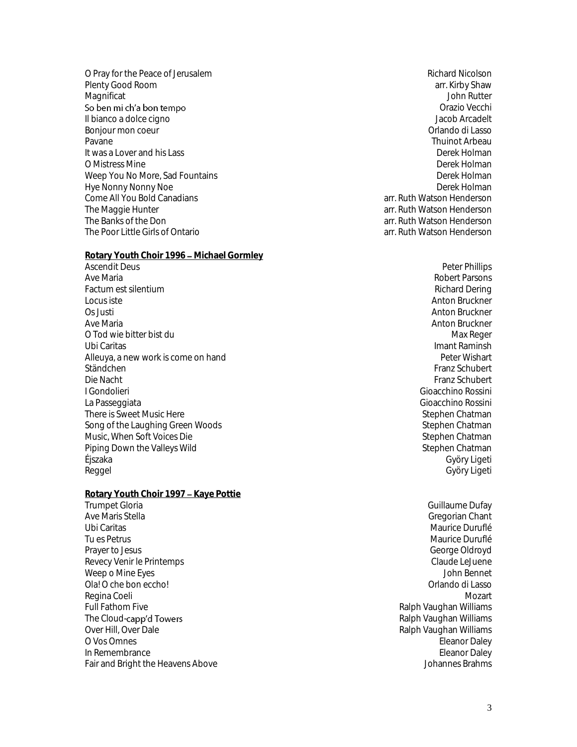| | |
|---|---|
| O Pray for the Peace of Jerusalem | Richard Nicolson |
| Plenty Good Room | arr. Kirby Shaw |
| Magnificat | John Rutter |
| So ben mi ch'a bon tempo | Orazio Vecchi |
| Il bianco a dolce cigno | Jacob Arcadelt |
| Bonjour mon coeur | Orlando di Lasso |
| Pavane | Thuinot Arbeau |
| It was a Lover and his Lass | Derek Holman |
| O Mistress Mine | Derek Holman |
| Weep You No More, Sad Fountains | Derek Holman |
| Hye Nonny Nonny Noe | Derek Holman |
| Come All You Bold Canadians | arr. Ruth Watson Henderson |
| The Maggie Hunter | arr. Ruth Watson Henderson |
| The Banks of the Don | arr. Ruth Watson Henderson |
| The Poor Little Girls of Ontario | arr. Ruth Watson Henderson |

**Rotary Youth Choir 1996 – Michael Gormley**

| | |
|---|---|
| Ascendit Deus | Peter Phillips |
| Ave Maria | Robert Parsons |
| Factum est silentium | Richard Dering |
| Locus iste | Anton Bruckner |
| Os Justi | Anton Bruckner |
| Ave Maria | Anton Bruckner |
| O Tod wie bitter bist du | Max Reger |
| Ubi Caritas | Imant Raminsh |
| Alleuya, a new work is come on hand | Peter Wishart |
| Ständchen | Franz Schubert |
| Die Nacht | Franz Schubert |
| I Gondolieri | Gioacchino Rossini |
| La Passeggiata | Gioacchino Rossini |
| There is Sweet Music Here | Stephen Chatman |
| Song of the Laughing Green Woods | Stephen Chatman |
| Music, When Soft Voices Die | Stephen Chatman |
| Piping Down the Valleys Wild | Stephen Chatman |
| Éjszaka | György Ligeti |
| Reggel | György Ligeti |

**Rotary Youth Choir 1997 – Kaye Pottie**

| | |
|---|---|
| Trumpet Gloria | Guillaume Dufay |
| Ave Maris Stella | Gregorian Chant |
| Ubi Caritas | Maurice Duruflé |
| Tu es Petrus | Maurice Duruflé |
| Prayer to Jesus | George Oldroyd |
| Revecy Venir le Printemps | Claude LeJuene |
| Weep o Mine Eyes | John Bennet |
| Ola! O che bon eccho! | Orlando di Lasso |
| Regina Coeli | Mozart |
| Full Fathom Five | Ralph Vaughan Williams |
| The Cloud-capp'd Towers | Ralph Vaughan Williams |
| Over Hill, Over Dale | Ralph Vaughan Williams |
| O Vos Omnes | Eleanor Daley |
| In Remembrance | Eleanor Daley |
| Fair and Bright the Heavens Above | Johannes Brahms |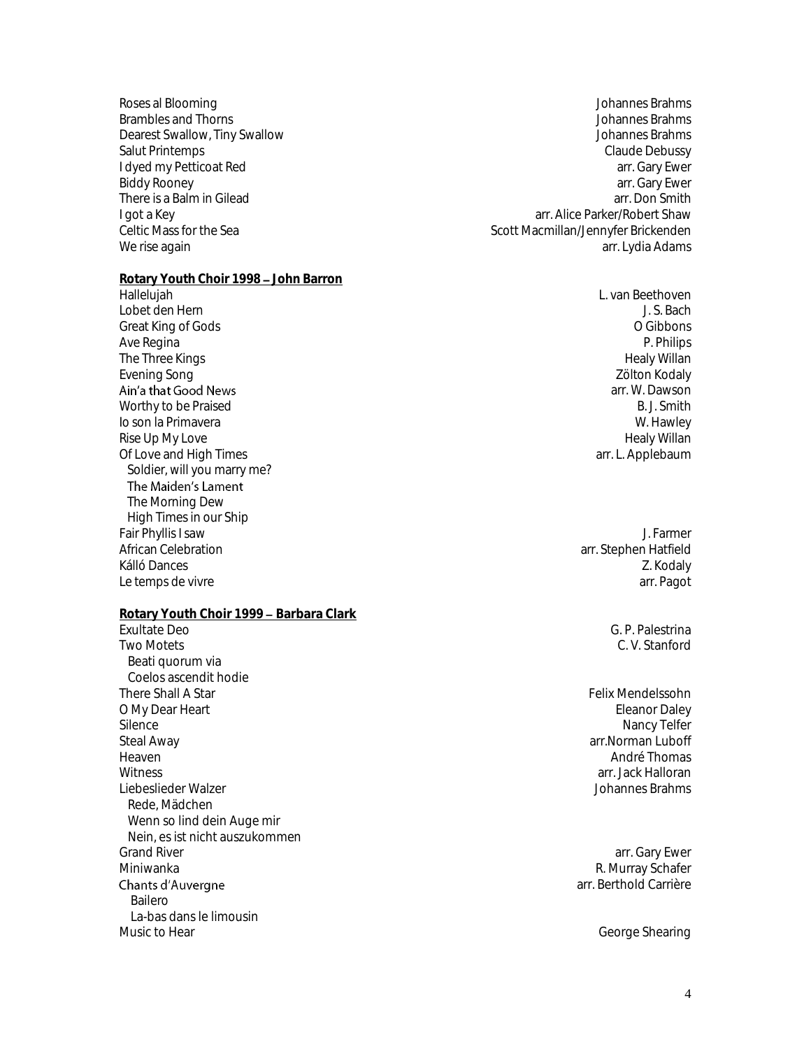| | |
|---|---|
| Roses al Blooming | Johannes Brahms |
| Brambles and Thorns | Johannes Brahms |
| Dearest Swallow, Tiny Swallow | Johannes Brahms |
| Salut Printemps | Claude Debussy |
| I dyed my Petticoat Red | arr. Gary Ewer |
| Biddy Rooney | arr. Gary Ewer |
| There is a Balm in Gilead | arr. Don Smith |
| I got a Key | arr. Alice Parker/Robert Shaw |
| Celtic Mass for the Sea | Scott Macmillan/Jennyfer Brickenden |
| We rise again | arr. Lydia Adams |

**Rotary Youth Choir 1998 – John Barron**

| | |
|---|---|
| Hallelujah | L. van Beethoven |
| Lobet den Hern | J. S. Bach |
| Great King of Gods | O Gibbons |
| Ave Regina | P. Philips |
| The Three Kings | Healy Willan |
| Evening Song | Zölton Kodaly |
| Ain'a that Good News | arr. W. Dawson |
| Worthy to be Praised | B. J. Smith |
| Io son la Primavera | W. Hawley |
| Rise Up My Love | Healy Willan |
| Of Love and High Times | arr. L. Applebaum |
| Soldier, will you marry me? | |
| The Maiden's Lament | |
| The Morning Dew | |
| High Times in our Ship | |
| Fair Phyllis I saw | J. Farmer |
| African Celebration | arr. Stephen Hatfield |
| Kálló Dances | Z. Kodaly |
| Le temps de vivre | arr. Pagot |

**Rotary Youth Choir 1999 – Barbara Clark**

| | |
|---|---|
| Exultate Deo | G. P. Palestrina |
| Two Motets | C. V. Stanford |
| Beati quorum via | |
| Coelos ascendit hodie | |
| There Shall A Star | Felix Mendelssohn |
| O My Dear Heart | Eleanor Daley |
| Silence | Nancy Telfer |
| Steal Away | arr.Norman Luboff |
| Heaven | André Thomas |
| Witness | arr. Jack Halloran |
| Liebeslieder Walzer | Johannes Brahms |
| Rede, Mädchen | |
| Wenn so lind dein Auge mir | |
| Nein, es ist nicht auszukommen | |
| Grand River | arr. Gary Ewer |
| Miniwanka | R. Murray Schafer |
| Chants d'Auvergne | arr. Berthold Carrière |
| Bailero | |
| La-bas dans le limousin | |
| Music to Hear | George Shearing |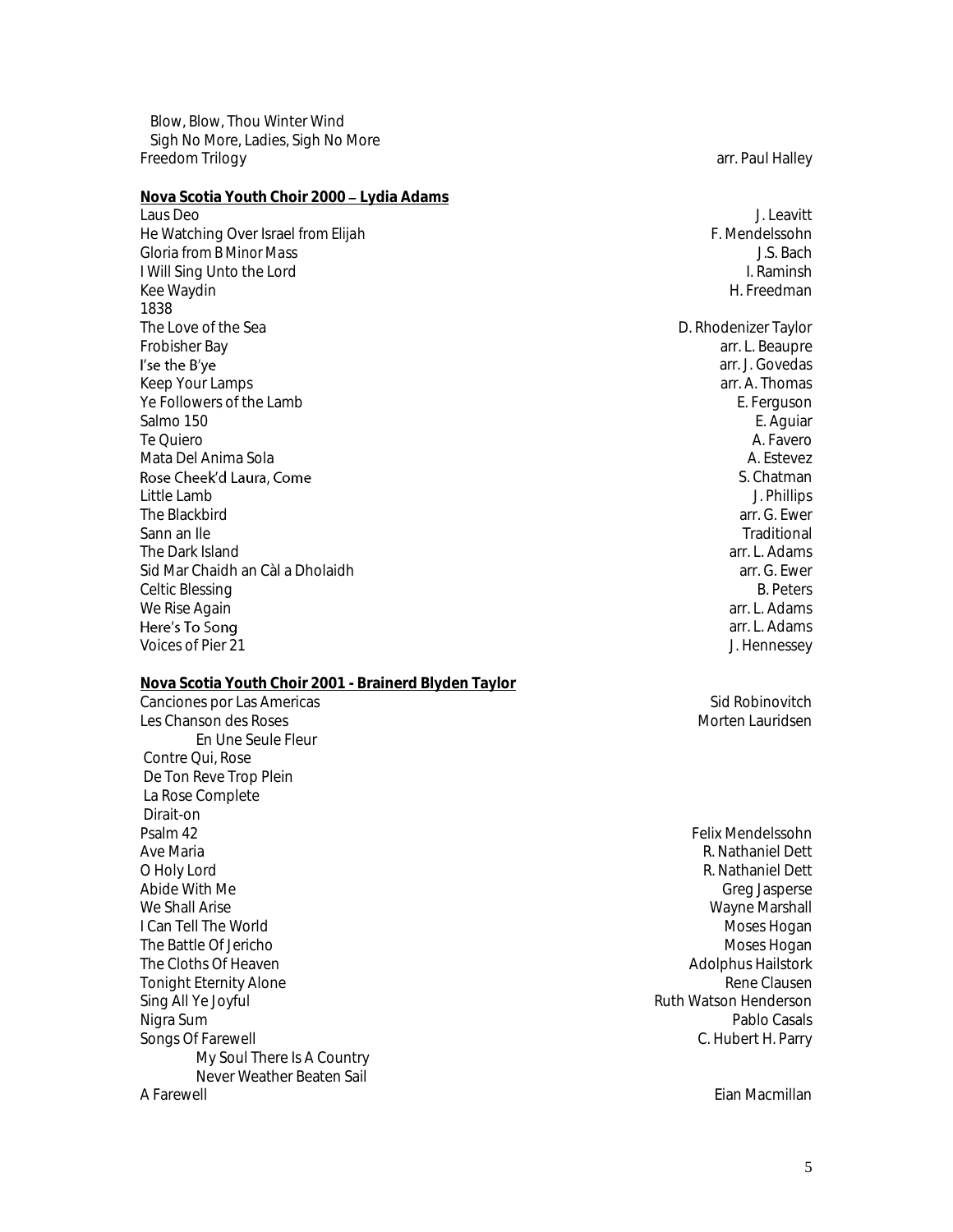Blow, Blow, Thou Winter Wind
Sigh No More, Ladies, Sigh No More
Freedom Trilogy arr. Paul Halley

**Nova Scotia Youth Choir 2000 – Lydia Adams**

| | |
|---|---|
| Laus Deo | J. Leavitt |
| He Watching Over Israel from Elijah | F. Mendelssohn |
| Gloria from B Minor Mass | J.S. Bach |
| I Will Sing Unto the Lord | I. Raminsh |
| Kee Waydin | H. Freedman |
| 1838 | |
| The Love of the Sea | D. Rhodenizer Taylor |
| Frobisher Bay | arr. L. Beaupre |
| I'se the B'ye | arr. J. Govedas |
| Keep Your Lamps | arr. A. Thomas |
| Ye Followers of the Lamb | E. Ferguson |
| Salmo 150 | E. Aguiar |
| Te Quiero | A. Favero |
| Mata Del Anima Sola | A. Estevez |
| Rose Cheek'd Laura, Come | S. Chatman |
| Little Lamb | J. Phillips |
| The Blackbird | arr. G. Ewer |
| Sann an Ile | Traditional |
| The Dark Island | arr. L. Adams |
| Sid Mar Chaidh an Càl a Dholaidh | arr. G. Ewer |
| Celtic Blessing | B. Peters |
| We Rise Again | arr. L. Adams |
| Here's To Song | arr. L. Adams |
| Voices of Pier 21 | J. Hennessey |

**Nova Scotia Youth Choir 2001 - Brainerd Blyden Taylor**

| | |
|---|---|
| Canciones por Las Americas | Sid Robinovitch |
| Les Chanson des Roses | Morten Lauridsen |
| En Une Seule Fleur | |
| Contre Qui, Rose | |
| De Ton Reve Trop Plein | |
| La Rose Complete | |
| Dirait-on | |
| Psalm 42 | Felix Mendelssohn |
| Ave Maria | R. Nathaniel Dett |
| O Holy Lord | R. Nathaniel Dett |
| Abide With Me | Greg Jasperse |
| We Shall Arise | Wayne Marshall |
| I Can Tell The World | Moses Hogan |
| The Battle Of Jericho | Moses Hogan |
| The Cloths Of Heaven | Adolphus Hailstork |
| Tonight Eternity Alone | Rene Clausen |
| Sing All Ye Joyful | Ruth Watson Henderson |
| Nigra Sum | Pablo Casals |
| Songs Of Farewell | C. Hubert H. Parry |
| My Soul There Is A Country | |
| Never Weather Beaten Sail | |
| A Farewell | Eian Macmillan |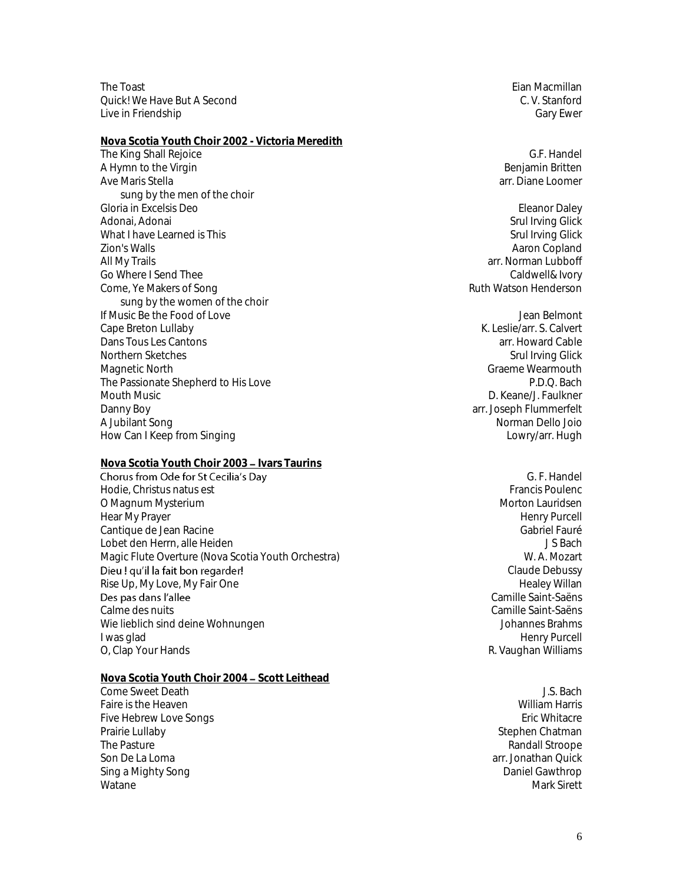| | |
|---|---|
| The Toast | Eian Macmillan |
| Quick! We Have But A Second | C. V. Stanford |
| Live in Friendship | Gary Ewer |

**Nova Scotia Youth Choir 2002 - Victoria Meredith**

| | |
|---|---|
| The King Shall Rejoice | G.F. Handel |
| A Hymn to the Virgin | Benjamin Britten |
| Ave Maris Stella | arr. Diane Loomer |
| sung by the men of the choir | |
| Gloria in Excelsis Deo | Eleanor Daley |
| Adonai, Adonai | Srul Irving Glick |
| What I have Learned is This | Srul Irving Glick |
| Zion's Walls | Aaron Copland |
| All My Trails | arr. Norman Lubboff |
| Go Where I Send Thee | Caldwell& Ivory |
| Come, Ye Makers of Song | Ruth Watson Henderson |
| sung by the women of the choir | |
| If Music Be the Food of Love | Jean Belmont |
| Cape Breton Lullaby | K. Leslie/arr. S. Calvert |
| Dans Tous Les Cantons | arr. Howard Cable |
| Northern Sketches | Srul Irving Glick |
| Magnetic North | Graeme Wearmouth |
| The Passionate Shepherd to His Love | P.D.Q. Bach |
| Mouth Music | D. Keane/J. Faulkner |
| Danny Boy | arr. Joseph Flummerfelt |
| A Jubilant Song | Norman Dello Joio |
| How Can I Keep from Singing | Lowry/arr. Hugh |

**Nova Scotia Youth Choir 2003 – Ivars Taurins**

| | |
|---|---|
| Chorus from Ode for St Cecilia's Day | G. F. Handel |
| Hodie, Christus natus est | Francis Poulenc |
| O Magnum Mysterium | Morton Lauridsen |
| Hear My Prayer | Henry Purcell |
| Cantique de Jean Racine | Gabriel Fauré |
| Lobet den Herrn, alle Heiden | J S Bach |
| Magic Flute Overture (Nova Scotia Youth Orchestra) | W. A. Mozart |
| Dieu ! qu'il la fait bon regarder! | Claude Debussy |
| Rise Up, My Love, My Fair One | Healey Willan |
| Des pas dans l'allee | Camille Saint-Saëns |
| Calme des nuits | Camille Saint-Saëns |
| Wie lieblich sind deine Wohnungen | Johannes Brahms |
| I was glad | Henry Purcell |
| O, Clap Your Hands | R. Vaughan Williams |

**Nova Scotia Youth Choir 2004 – Scott Leithead**

| | |
|---|---|
| Come Sweet Death | J.S. Bach |
| Faire is the Heaven | William Harris |
| Five Hebrew Love Songs | Eric Whitacre |
| Prairie Lullaby | Stephen Chatman |
| The Pasture | Randall Stroope |
| Son De La Loma | arr. Jonathan Quick |
| Sing a Mighty Song | Daniel Gawthrop |
| Watane | Mark Sirett |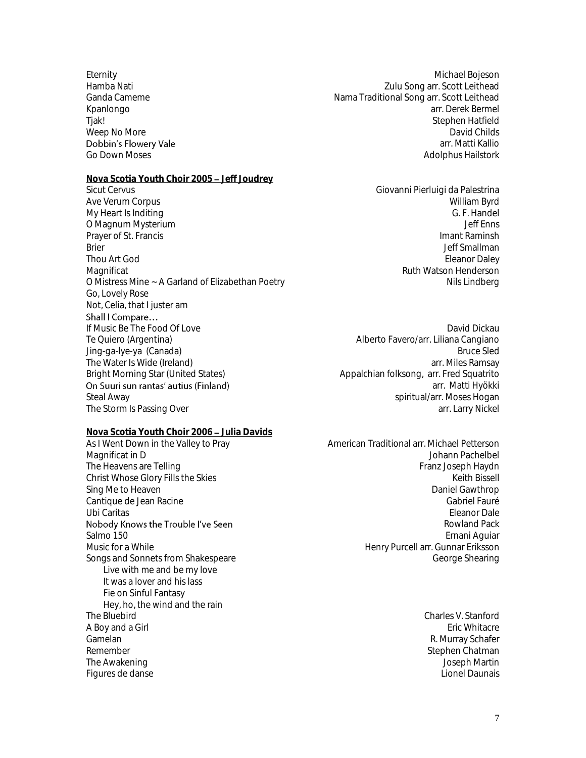| | |
|---|---|
| Eternity | Michael Bojeson |
| Hamba Nati | Zulu Song arr. Scott Leithead |
| Ganda Cameme | Nama Traditional Song arr. Scott Leithead |
| Kpanlongo | arr. Derek Bermel |
| Tjak! | Stephen Hatfield |
| Weep No More | David Childs |
| Dobbin's Flowery Vale | arr. Matti Kallio |
| Go Down Moses | Adolphus Hailstork |

**Nova Scotia Youth Choir 2005 – Jeff Joudrey**

| | |
|---|---|
| Sicut Cervus | Giovanni Pierluigi da Palestrina |
| Ave Verum Corpus | William Byrd |
| My Heart Is Inditing | G. F. Handel |
| O Magnum Mysterium | Jeff Enns |
| Prayer of St. Francis | Imant Raminsh |
| Brier | Jeff Smallman |
| Thou Art God | Eleanor Daley |
| Magnificat | Ruth Watson Henderson |
| O Mistress Mine ~ A Garland of Elizabethan Poetry | Nils Lindberg |
| Go, Lovely Rose | |
| Not, Celia, that I juster am | |
| Shall I Compare… | |
| If Music Be The Food Of Love | David Dickau |
| Te Quiero (Argentina) | Alberto Favero/arr. Liliana Cangiano |
| Jing-ga-lye-ya (Canada) | Bruce Sled |
| The Water Is Wide (Ireland) | arr. Miles Ramsay |
| Bright Morning Star (United States) | Appalchian folksong, arr. Fred Squatrito |
| On Suuri sun rantas' autius (Finland) | arr. Matti Hyökki |
| Steal Away | spiritual/arr. Moses Hogan |
| The Storm Is Passing Over | arr. Larry Nickel |

**Nova Scotia Youth Choir 2006 – Julia Davids**

| | |
|---|---|
| As I Went Down in the Valley to Pray | American Traditional arr. Michael Petterson |
| Magnificat in D | Johann Pachelbel |
| The Heavens are Telling | Franz Joseph Haydn |
| Christ Whose Glory Fills the Skies | Keith Bissell |
| Sing Me to Heaven | Daniel Gawthrop |
| Cantique de Jean Racine | Gabriel Fauré |
| Ubi Caritas | Eleanor Dale |
| Nobody Knows the Trouble I've Seen | Rowland Pack |
| Salmo 150 | Ernani Aguiar |
| Music for a While | Henry Purcell arr. Gunnar Eriksson |
| Songs and Sonnets from Shakespeare | George Shearing |
| Live with me and be my love | |
| It was a lover and his lass | |
| Fie on Sinful Fantasy | |
| Hey, ho, the wind and the rain | |
| The Bluebird | Charles V. Stanford |
| A Boy and a Girl | Eric Whitacre |
| Gamelan | R. Murray Schafer |
| Remember | Stephen Chatman |
| The Awakening | Joseph Martin |
| Figures de danse | Lionel Daunais |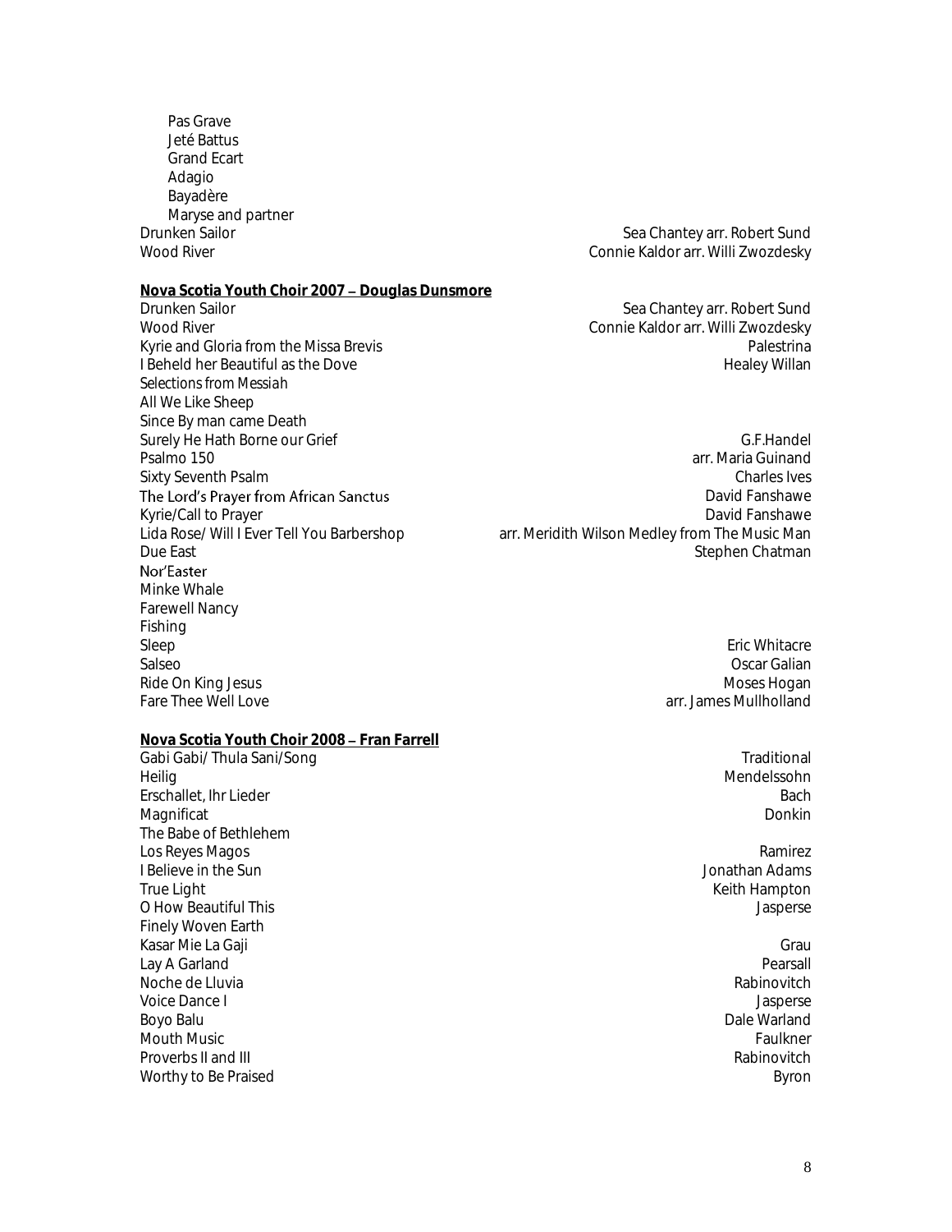Pas Grave
Jeté Battus
Grand Ecart
Adagio
Bayadère
Maryse and partner

| | |
|---|---|
| Drunken Sailor | Sea Chantey arr. Robert Sund |
| Wood River | Connie Kaldor arr. Willi Zwozdesky |

**Nova Scotia Youth Choir 2007 – Douglas Dunsmore**

| | |
|---|---|
| Drunken Sailor | Sea Chantey arr. Robert Sund |
| Wood River | Connie Kaldor arr. Willi Zwozdesky |
| Kyrie and Gloria from the Missa Brevis | Palestrina |
| I Beheld her Beautiful as the Dove | Healey Willan |
| Selections from Messiah | |
| All We Like Sheep | |
| Since By man came Death | |
| Surely He Hath Borne our Grief | G.F.Handel |
| Psalmo 150 | arr. Maria Guinand |
| Sixty Seventh Psalm | Charles Ives |
| The Lord's Prayer from African Sanctus | David Fanshawe |
| Kyrie/Call to Prayer | David Fanshawe |
| Lida Rose/ Will I Ever Tell You Barbershop | arr. Meridith Wilson Medley from The Music Man |
| Due East | Stephen Chatman |
| Nor'Easter | |
| Minke Whale | |
| Farewell Nancy | |
| Fishing | |
| Sleep | Eric Whitacre |
| Salseo | Oscar Galian |
| Ride On King Jesus | Moses Hogan |
| Fare Thee Well Love | arr. James Mullholland |

**Nova Scotia Youth Choir 2008 – Fran Farrell**

| | |
|---|---|
| Gabi Gabi/ Thula Sani/Song | Traditional |
| Heilig | Mendelssohn |
| Erschallet, Ihr Lieder | Bach |
| Magnificat | Donkin |
| The Babe of Bethlehem | |
| Los Reyes Magos | Ramirez |
| I Believe in the Sun | Jonathan Adams |
| True Light | Keith Hampton |
| O How Beautiful This | Jasperse |
| Finely Woven Earth | |
| Kasar Mie La Gaji | Grau |
| Lay A Garland | Pearsall |
| Noche de Lluvia | Rabinovitch |
| Voice Dance I | Jasperse |
| Boyo Balu | Dale Warland |
| Mouth Music | Faulkner |
| Proverbs II and III | Rabinovitch |
| Worthy to Be Praised | Byron |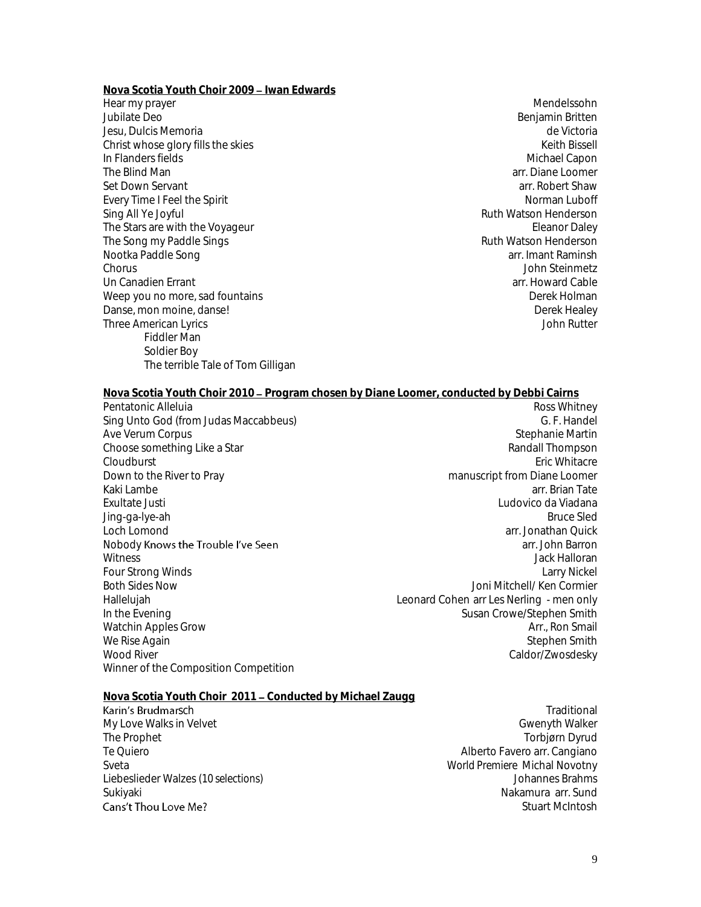**Nova Scotia Youth Choir 2009 – Iwan Edwards**

| | |
|---|---|
| Hear my prayer | Mendelssohn |
| Jubilate Deo | Benjamin Britten |
| Jesu, Dulcis Memoria | de Victoria |
| Christ whose glory fills the skies | Keith Bissell |
| In Flanders fields | Michael Capon |
| The Blind Man | arr. Diane Loomer |
| Set Down Servant | arr. Robert Shaw |
| Every Time I Feel the Spirit | Norman Luboff |
| Sing All Ye Joyful | Ruth Watson Henderson |
| The Stars are with the Voyageur | Eleanor Daley |
| The Song my Paddle Sings | Ruth Watson Henderson |
| Nootka Paddle Song | arr. Imant Raminsh |
| Chorus | John Steinmetz |
| Un Canadien Errant | arr. Howard Cable |
| Weep you no more, sad fountains | Derek Holman |
| Danse, mon moine, danse! | Derek Healey |
| Three American Lyrics | John Rutter |
| Fiddler Man | |
| Soldier Boy | |
| The terrible Tale of Tom Gilligan | |

**Nova Scotia Youth Choir 2010 – Program chosen by Diane Loomer, conducted by Debbi Cairns**

| | |
|---|---|
| Pentatonic Alleluia | Ross Whitney |
| Sing Unto God (from Judas Maccabbeus) | G. F. Handel |
| Ave Verum Corpus | Stephanie Martin |
| Choose something Like a Star | Randall Thompson |
| Cloudburst | Eric Whitacre |
| Down to the River to Pray | manuscript from Diane Loomer |
| Kaki Lambe | arr. Brian Tate |
| Exultate Justi | Ludovico da Viadana |
| Jing-ga-lye-ah | Bruce Sled |
| Loch Lomond | arr. Jonathan Quick |
| Nobody Knows the Trouble I've Seen | arr. John Barron |
| Witness | Jack Halloran |
| Four Strong Winds | Larry Nickel |
| Both Sides Now | Joni Mitchell/ Ken Cormier |
| Hallelujah | Leonard Cohen arr Les Nerling - men only |
| In the Evening | Susan Crowe/Stephen Smith |
| Watchin Apples Grow | Arr., Ron Smail |
| We Rise Again | Stephen Smith |
| Wood River | Caldor/Zwosdesky |
| Winner of the Composition Competition | |

**Nova Scotia Youth Choir 2011 – Conducted by Michael Zaugg**

| | |
|---|---|
| Karin's Brudmarsch | Traditional |
| My Love Walks in Velvet | Gwenyth Walker |
| The Prophet | Torbjørn Dyrud |
| Te Quiero | Alberto Favero arr. Cangiano |
| Sveta | World Premiere Michal Novotny |
| Liebeslieder Walzes (10 selections) | Johannes Brahms |
| Sukiyaki | Nakamura arr. Sund |
| Cans't Thou Love Me? | Stuart McIntosh |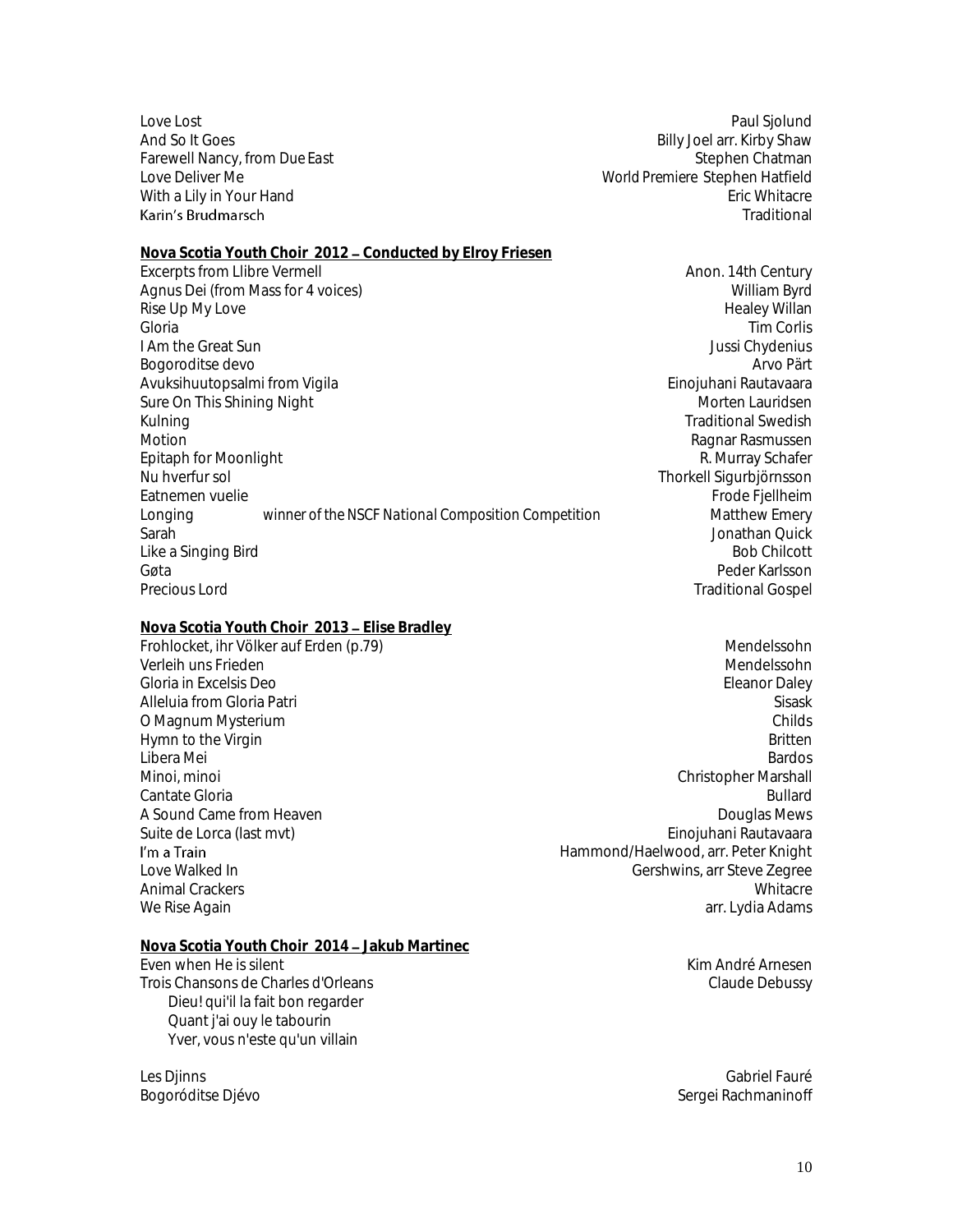| | |
|---|---|
| Love Lost | Paul Sjolund |
| And So It Goes | Billy Joel arr. Kirby Shaw |
| Farewell Nancy, from Due East | Stephen Chatman |
| Love Deliver Me | World Premiere Stephen Hatfield |
| With a Lily in Your Hand | Eric Whitacre |
| Karin's Brudmarsch | Traditional |

**Nova Scotia Youth Choir 2012 – Conducted by Elroy Friesen**

| | |
|---|---|
| Excerpts from Llibre Vermell | Anon. 14th Century |
| Agnus Dei (from Mass for 4 voices) | William Byrd |
| Rise Up My Love | Healey Willan |
| Gloria | Tim Corlis |
| I Am the Great Sun | Jussi Chydenius |
| Bogoroditse devo | Arvo Pärt |
| Avuksihuutopsalmi from Vigila | Einojuhani Rautavaara |
| Sure On This Shining Night | Morten Lauridsen |
| Kulning | Traditional Swedish |
| Motion | Ragnar Rasmussen |
| Epitaph for Moonlight | R. Murray Schafer |
| Nu hverfur sol | Thorkell Sigurbjörnsson |
| Eatnemen vuelie | Frode Fjellheim |
| Longing — winner of the NSCF National Composition Competition | Matthew Emery |
| Sarah | Jonathan Quick |
| Like a Singing Bird | Bob Chilcott |
| Gøta | Peder Karlsson |
| Precious Lord | Traditional Gospel |

**Nova Scotia Youth Choir 2013 – Elise Bradley**

| | |
|---|---|
| Frohlocket, ihr Völker auf Erden (p.79) | Mendelssohn |
| Verleih uns Frieden | Mendelssohn |
| Gloria in Excelsis Deo | Eleanor Daley |
| Alleluia from Gloria Patri | Sisask |
| O Magnum Mysterium | Childs |
| Hymn to the Virgin | Britten |
| Libera Mei | Bardos |
| Minoi, minoi | Christopher Marshall |
| Cantate Gloria | Bullard |
| A Sound Came from Heaven | Douglas Mews |
| Suite de Lorca (last mvt) | Einojuhani Rautavaara |
| I'm a Train | Hammond/Haelwood, arr. Peter Knight |
| Love Walked In | Gershwins, arr Steve Zegree |
| Animal Crackers | Whitacre |
| We Rise Again | arr. Lydia Adams |

**Nova Scotia Youth Choir 2014 – Jakub Martinec**

| | |
|---|---|
| Even when He is silent | Kim André Arnesen |
| Trois Chansons de Charles d'Orleans | Claude Debussy |
| Dieu! qui'il la fait bon regarder | |
| Quant j'ai ouy le tabourin | |
| Yver, vous n'este qu'un villain | |
| Les Djinns | Gabriel Fauré |
| Bogoróditse Djévo | Sergei Rachmaninoff |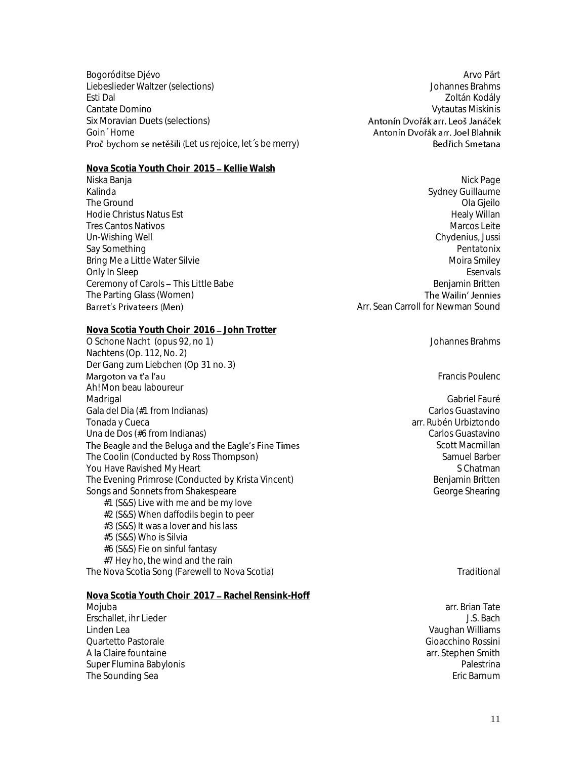| | |
|---|---|
| Bogoróditse Djévo | Arvo Pärt |
| Liebeslieder Waltzer (selections) | Johannes Brahms |
| Esti Dal | Zoltán Kodály |
| Cantate Domino | Vytautas Miskinis |
| Six Moravian Duets (selections) | Antonín Dvořák arr. Leoš Janáček |
| Goin´ Home | Antonín Dvořák arr. Joel Blahnik |
| Proč bychom se netěšili (Let us rejoice, let´s be merry) | Bedřich Smetana |

**Nova Scotia Youth Choir 2015 – Kellie Walsh**

| | |
|---|---|
| Niska Banja | Nick Page |
| Kalinda | Sydney Guillaume |
| The Ground | Ola Gjeilo |
| Hodie Christus Natus Est | Healy Willan |
| Tres Cantos Nativos | Marcos Leite |
| Un-Wishing Well | Chydenius, Jussi |
| Say Something | Pentatonix |
| Bring Me a Little Water Silvie | Moira Smiley |
| Only In Sleep | Esenvals |
| Ceremony of Carols – This Little Babe | Benjamin Britten |
| The Parting Glass (Women) | The Wailin' Jennies |
| Barret's Privateers (Men) | Arr. Sean Carroll for Newman Sound |

**Nova Scotia Youth Choir 2016 – John Trotter**

| | |
|---|---|
| O Schone Nacht (opus 92, no 1) | Johannes Brahms |
| Nachtens (Op. 112, No. 2) | |
| Der Gang zum Liebchen (Op 31 no. 3) | |
| Margoton va t'a l'au | Francis Poulenc |
| Ah! Mon beau laboureur | |
| Madrigal | Gabriel Fauré |
| Gala del Dia (#1 from Indianas) | Carlos Guastavino |
| Tonada y Cueca | arr. Rubén Urbiztondo |
| Una de Dos (#6 from Indianas) | Carlos Guastavino |
| The Beagle and the Beluga and the Eagle's Fine Times | Scott Macmillan |
| The Coolin (Conducted by Ross Thompson) | Samuel Barber |
| You Have Ravished My Heart | S Chatman |
| The Evening Primrose (Conducted by Krista Vincent) | Benjamin Britten |
| Songs and Sonnets from Shakespeare | George Shearing |
| #1 (S&S) Live with me and be my love | |
| #2 (S&S) When daffodils begin to peer | |
| #3 (S&S) It was a lover and his lass | |
| #5 (S&S) Who is Silvia | |
| #6 (S&S) Fie on sinful fantasy | |
| #7 Hey ho, the wind and the rain | |
| The Nova Scotia Song (Farewell to Nova Scotia) | Traditional |

**Nova Scotia Youth Choir 2017 – Rachel Rensink-Hoff**

| | |
|---|---|
| Mojuba | arr. Brian Tate |
| Erschallet, ihr Lieder | J.S. Bach |
| Linden Lea | Vaughan Williams |
| Quartetto Pastorale | Gioacchino Rossini |
| A la Claire fountaine | arr. Stephen Smith |
| Super Flumina Babylonis | Palestrina |
| The Sounding Sea | Eric Barnum |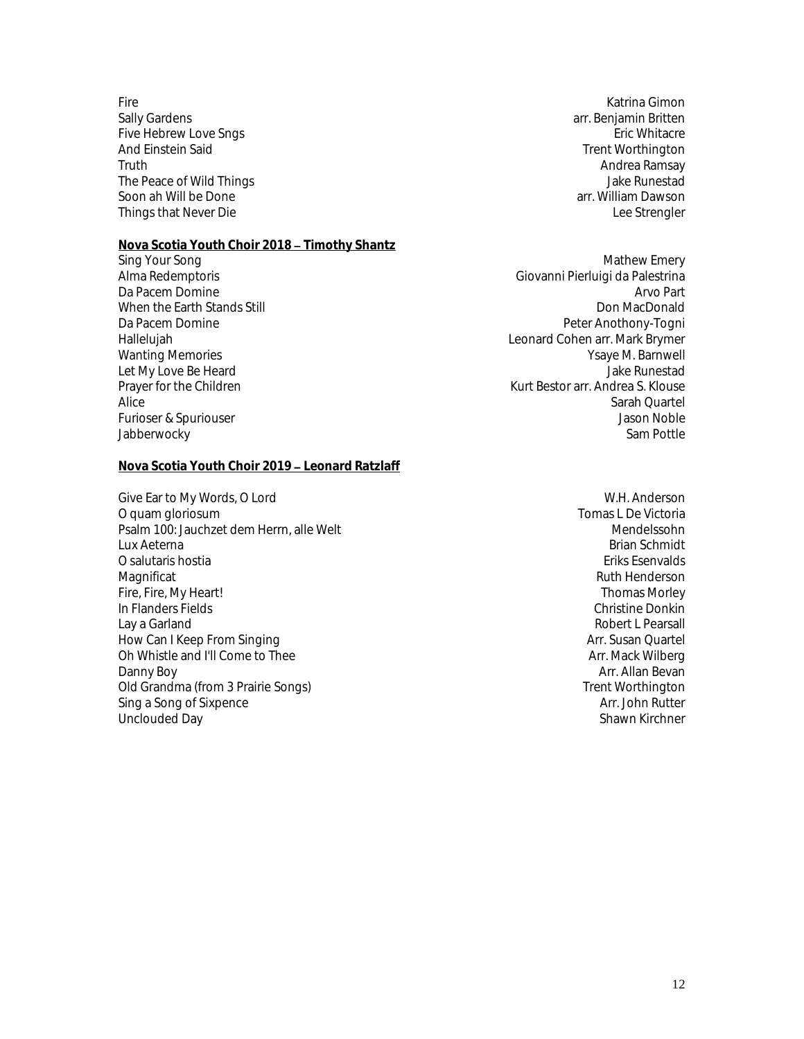| | |
|---|---|
| Fire | Katrina Gimon |
| Sally Gardens | arr. Benjamin Britten |
| Five Hebrew Love Sngs | Eric Whitacre |
| And Einstein Said | Trent Worthington |
| Truth | Andrea Ramsay |
| The Peace of Wild Things | Jake Runestad |
| Soon ah Will be Done | arr. William Dawson |
| Things that Never Die | Lee Strengler |

**<u>Nova Scotia Youth Choir 2018 – Timothy Shantz</u>**

| | |
|---|---|
| Sing Your Song | Mathew Emery |
| Alma Redemptoris | Giovanni Pierluigi da Palestrina |
| Da Pacem Domine | Arvo Part |
| When the Earth Stands Still | Don MacDonald |
| Da Pacem Domine | Peter Anothony-Togni |
| Hallelujah | Leonard Cohen arr. Mark Brymer |
| Wanting Memories | Ysaye M. Barnwell |
| Let My Love Be Heard | Jake Runestad |
| Prayer for the Children | Kurt Bestor arr. Andrea S. Klouse |
| Alice | Sarah Quartel |
| Furioser & Spuriouser | Jason Noble |
| Jabberwocky | Sam Pottle |

**<u>Nova Scotia Youth Choir 2019 – Leonard Ratzlaff</u>**

| | |
|---|---|
| Give Ear to My Words, O Lord | W.H. Anderson |
| O quam gloriosum | Tomas L De Victoria |
| Psalm 100: Jauchzet dem Herrn, alle Welt | Mendelssohn |
| Lux Aeterna | Brian Schmidt |
| O salutaris hostia | Eriks Esenvalds |
| Magnificat | Ruth Henderson |
| Fire, Fire, My Heart! | Thomas Morley |
| In Flanders Fields | Christine Donkin |
| Lay a Garland | Robert L Pearsall |
| How Can I Keep From Singing | Arr. Susan Quartel |
| Oh Whistle and I'll Come to Thee | Arr. Mack Wilberg |
| Danny Boy | Arr. Allan Bevan |
| Old Grandma (from 3 Prairie Songs) | Trent Worthington |
| Sing a Song of Sixpence | Arr. John Rutter |
| Unclouded Day | Shawn Kirchner |